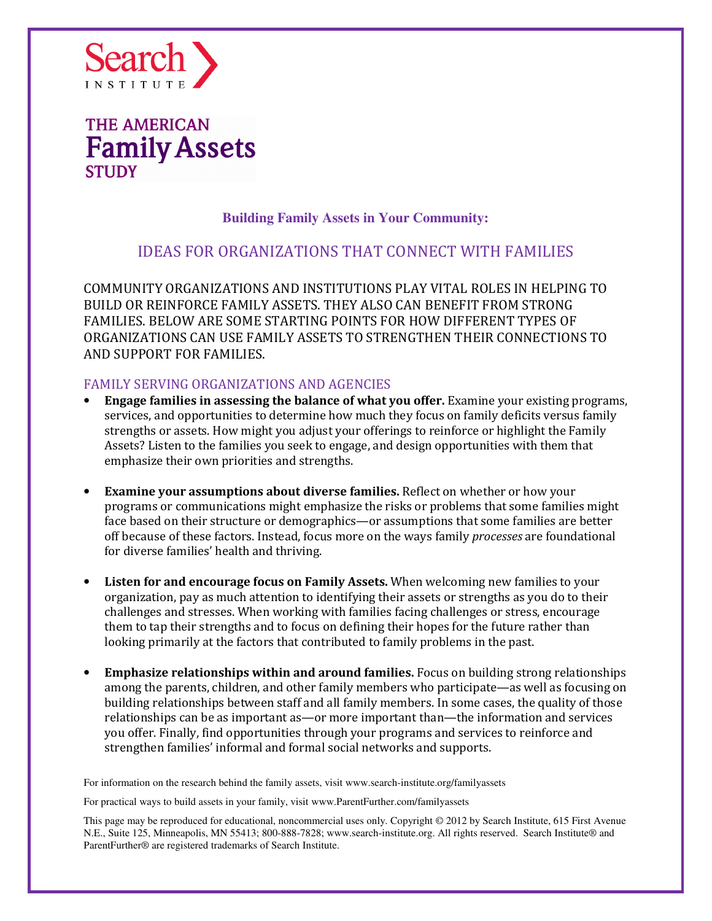Search INSTITUTE

THE AMERICAN

# Family Assets

STUDY

### Building Family Assets in Your Community:

## IDEAS FOR ORGANIZATIONS THAT CONNECT WITH FAMILIES

COMMUNITY ORGANIZATIONS AND INSTITUTIONS PLAY VITAL ROLES IN HELPING TO BUILD OR REINFORCE FAMILY ASSETS. THEY ALSO CAN BENEFIT FROM STRONG FAMILIES. BELOW ARE SOME STARTING POINTS FOR HOW DIFFERENT TYPES OF ORGANIZATIONS CAN USE FAMILY ASSETS TO STRENGTHEN THEIR CONNECTIONS TO AND SUPPORT FOR FAMILIES.

### FAMILY SERVING ORGANIZATIONS AND AGENCIES

- **Engage families in assessing the balance of what you offer.** Examine your existing programs, services, and opportunities to determine how much they focus on family deficits versus family strengths or assets. How might you adjust your offerings to reinforce or highlight the Family Assets? Listen to the families you seek to engage, and design opportunities with them that emphasize their own priorities and strengths.

- **Examine your assumptions about diverse families.** Reflect on whether or how your programs or communications might emphasize the risks or problems that some families might face based on their structure or demographics—or assumptions that some families are better off because of these factors. Instead, focus more on the ways family *processes* are foundational for diverse families' health and thriving.

- **Listen for and encourage focus on Family Assets.** When welcoming new families to your organization, pay as much attention to identifying their assets or strengths as you do to their challenges and stresses. When working with families facing challenges or stress, encourage them to tap their strengths and to focus on defining their hopes for the future rather than looking primarily at the factors that contributed to family problems in the past.

- **Emphasize relationships within and around families.** Focus on building strong relationships among the parents, children, and other family members who participate—as well as focusing on building relationships between staff and all family members. In some cases, the quality of those relationships can be as important as—or more important than—the information and services you offer. Finally, find opportunities through your programs and services to reinforce and strengthen families' informal and formal social networks and supports.

For information on the research behind the family assets, visit www.search-institute.org/familyassets

For practical ways to build assets in your family, visit www.ParentFurther.com/familyassets

This page may be reproduced for educational, noncommercial uses only. Copyright © 2012 by Search Institute, 615 First Avenue N.E., Suite 125, Minneapolis, MN 55413; 800-888-7828; www.search-institute.org. All rights reserved. Search Institute® and ParentFurther® are registered trademarks of Search Institute.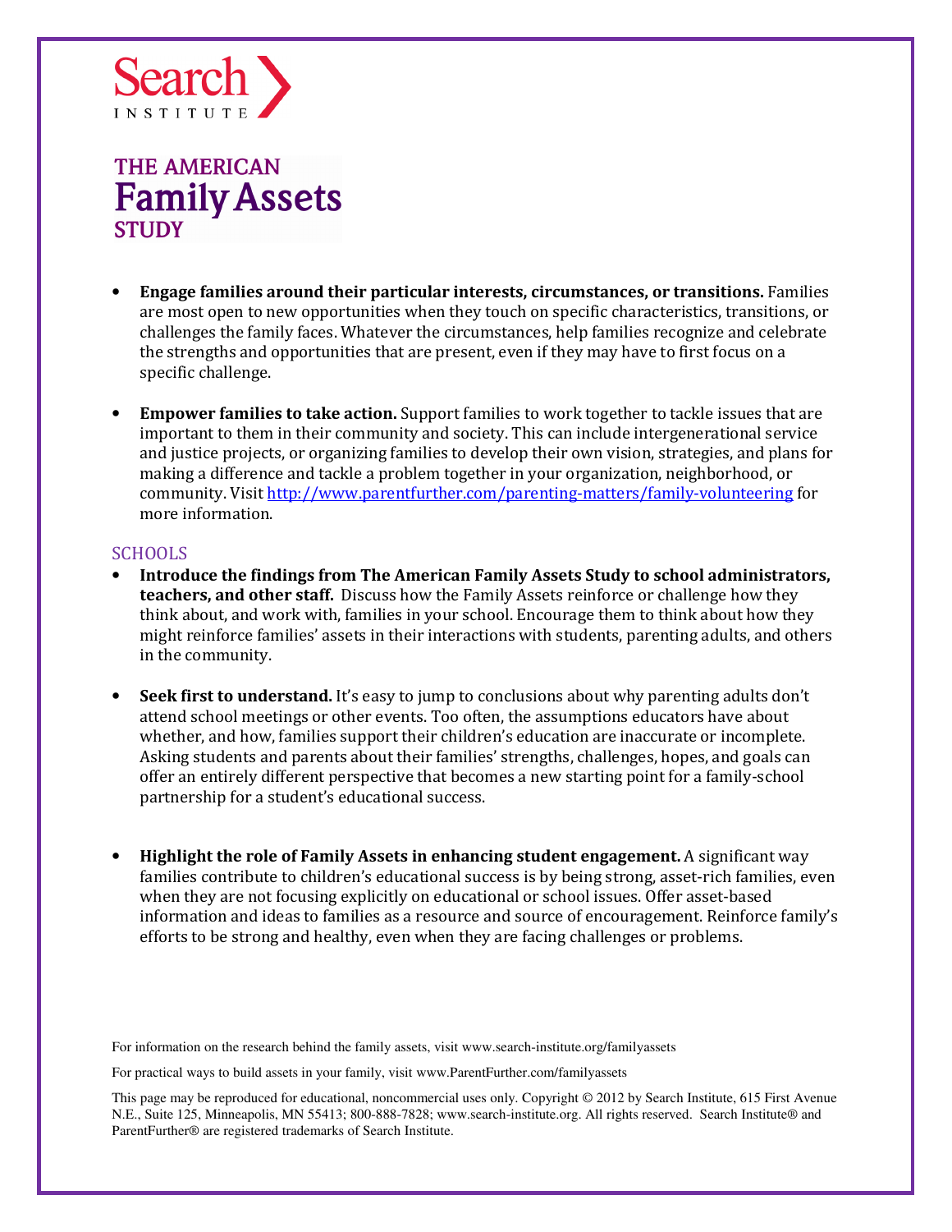Search INSTITUTE

THE AMERICAN
**Family Assets**
STUDY

- **Engage families around their particular interests, circumstances, or transitions.** Families are most open to new opportunities when they touch on specific characteristics, transitions, or challenges the family faces. Whatever the circumstances, help families recognize and celebrate the strengths and opportunities that are present, even if they may have to first focus on a specific challenge.

- **Empower families to take action.** Support families to work together to tackle issues that are important to them in their community and society. This can include intergenerational service and justice projects, or organizing families to develop their own vision, strategies, and plans for making a difference and tackle a problem together in your organization, neighborhood, or community. Visit [http://www.parentfurther.com/parenting-matters/family-volunteering](http://www.parentfurther.com/parenting-matters/family-volunteering) for more information.

## SCHOOLS

- **Introduce the findings from The American Family Assets Study to school administrators, teachers, and other staff.** Discuss how the Family Assets reinforce or challenge how they think about, and work with, families in your school. Encourage them to think about how they might reinforce families' assets in their interactions with students, parenting adults, and others in the community.

- **Seek first to understand.** It's easy to jump to conclusions about why parenting adults don't attend school meetings or other events. Too often, the assumptions educators have about whether, and how, families support their children's education are inaccurate or incomplete. Asking students and parents about their families' strengths, challenges, hopes, and goals can offer an entirely different perspective that becomes a new starting point for a family-school partnership for a student's educational success.

- **Highlight the role of Family Assets in enhancing student engagement.** A significant way families contribute to children's educational success is by being strong, asset-rich families, even when they are not focusing explicitly on educational or school issues. Offer asset-based information and ideas to families as a resource and source of encouragement. Reinforce family's efforts to be strong and healthy, even when they are facing challenges or problems.

For information on the research behind the family assets, visit www.search-institute.org/familyassets

For practical ways to build assets in your family, visit www.ParentFurther.com/familyassets

This page may be reproduced for educational, noncommercial uses only. Copyright © 2012 by Search Institute, 615 First Avenue N.E., Suite 125, Minneapolis, MN 55413; 800-888-7828; www.search-institute.org. All rights reserved. Search Institute® and ParentFurther® are registered trademarks of Search Institute.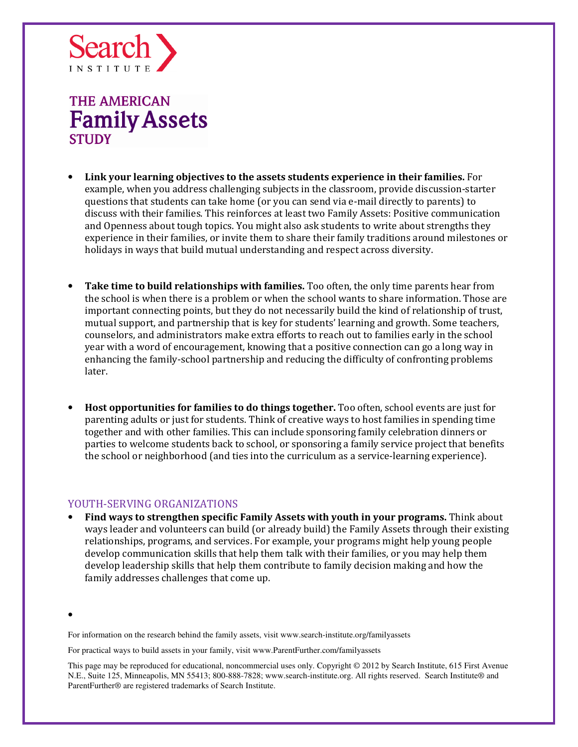- **Link your learning objectives to the assets students experience in their families.** For example, when you address challenging subjects in the classroom, provide discussion-starter questions that students can take home (or you can send via e-mail directly to parents) to discuss with their families. This reinforces at least two Family Assets: Positive communication and Openness about tough topics. You might also ask students to write about strengths they experience in their families, or invite them to share their family traditions around milestones or holidays in ways that build mutual understanding and respect across diversity.

- **Take time to build relationships with families.** Too often, the only time parents hear from the school is when there is a problem or when the school wants to share information. Those are important connecting points, but they do not necessarily build the kind of relationship of trust, mutual support, and partnership that is key for students' learning and growth. Some teachers, counselors, and administrators make extra efforts to reach out to families early in the school year with a word of encouragement, knowing that a positive connection can go a long way in enhancing the family-school partnership and reducing the difficulty of confronting problems later.

- **Host opportunities for families to do things together.** Too often, school events are just for parenting adults or just for students. Think of creative ways to host families in spending time together and with other families. This can include sponsoring family celebration dinners or parties to welcome students back to school, or sponsoring a family service project that benefits the school or neighborhood (and ties into the curriculum as a service-learning experience).

## YOUTH-SERVING ORGANIZATIONS

- **Find ways to strengthen specific Family Assets with youth in your programs.** Think about ways leader and volunteers can build (or already build) the Family Assets through their existing relationships, programs, and services. For example, your programs might help young people develop communication skills that help them talk with their families, or you may help them develop leadership skills that help them contribute to family decision making and how the family addresses challenges that come up.

For information on the research behind the family assets, visit www.search-institute.org/familyassets

For practical ways to build assets in your family, visit www.ParentFurther.com/familyassets

This page may be reproduced for educational, noncommercial uses only. Copyright © 2012 by Search Institute, 615 First Avenue N.E., Suite 125, Minneapolis, MN 55413; 800-888-7828; www.search-institute.org. All rights reserved. Search Institute® and ParentFurther® are registered trademarks of Search Institute.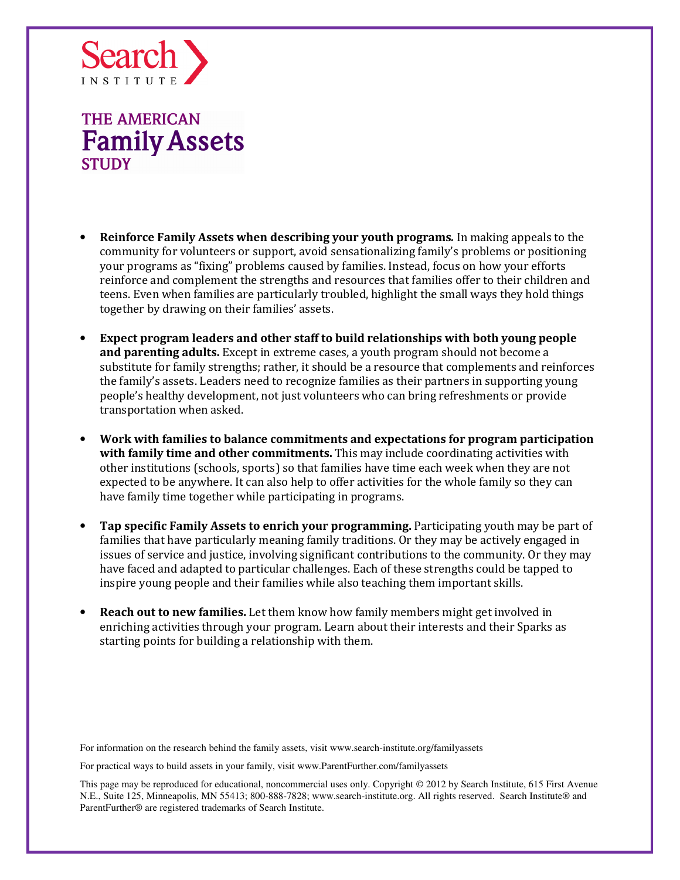Search INSTITUTE

# THE AMERICAN Family Assets STUDY

- **Reinforce Family Assets when describing your youth programs.** In making appeals to the community for volunteers or support, avoid sensationalizing family's problems or positioning your programs as "fixing" problems caused by families. Instead, focus on how your efforts reinforce and complement the strengths and resources that families offer to their children and teens. Even when families are particularly troubled, highlight the small ways they hold things together by drawing on their families' assets.

- **Expect program leaders and other staff to build relationships with both young people and parenting adults.** Except in extreme cases, a youth program should not become a substitute for family strengths; rather, it should be a resource that complements and reinforces the family's assets. Leaders need to recognize families as their partners in supporting young people's healthy development, not just volunteers who can bring refreshments or provide transportation when asked.

- **Work with families to balance commitments and expectations for program participation with family time and other commitments.** This may include coordinating activities with other institutions (schools, sports) so that families have time each week when they are not expected to be anywhere. It can also help to offer activities for the whole family so they can have family time together while participating in programs.

- **Tap specific Family Assets to enrich your programming.** Participating youth may be part of families that have particularly meaning family traditions. Or they may be actively engaged in issues of service and justice, involving significant contributions to the community. Or they may have faced and adapted to particular challenges. Each of these strengths could be tapped to inspire young people and their families while also teaching them important skills.

- **Reach out to new families.** Let them know how family members might get involved in enriching activities through your program. Learn about their interests and their Sparks as starting points for building a relationship with them.

For information on the research behind the family assets, visit www.search-institute.org/familyassets

For practical ways to build assets in your family, visit www.ParentFurther.com/familyassets

This page may be reproduced for educational, noncommercial uses only. Copyright © 2012 by Search Institute, 615 First Avenue N.E., Suite 125, Minneapolis, MN 55413; 800-888-7828; www.search-institute.org. All rights reserved. Search Institute® and ParentFurther® are registered trademarks of Search Institute.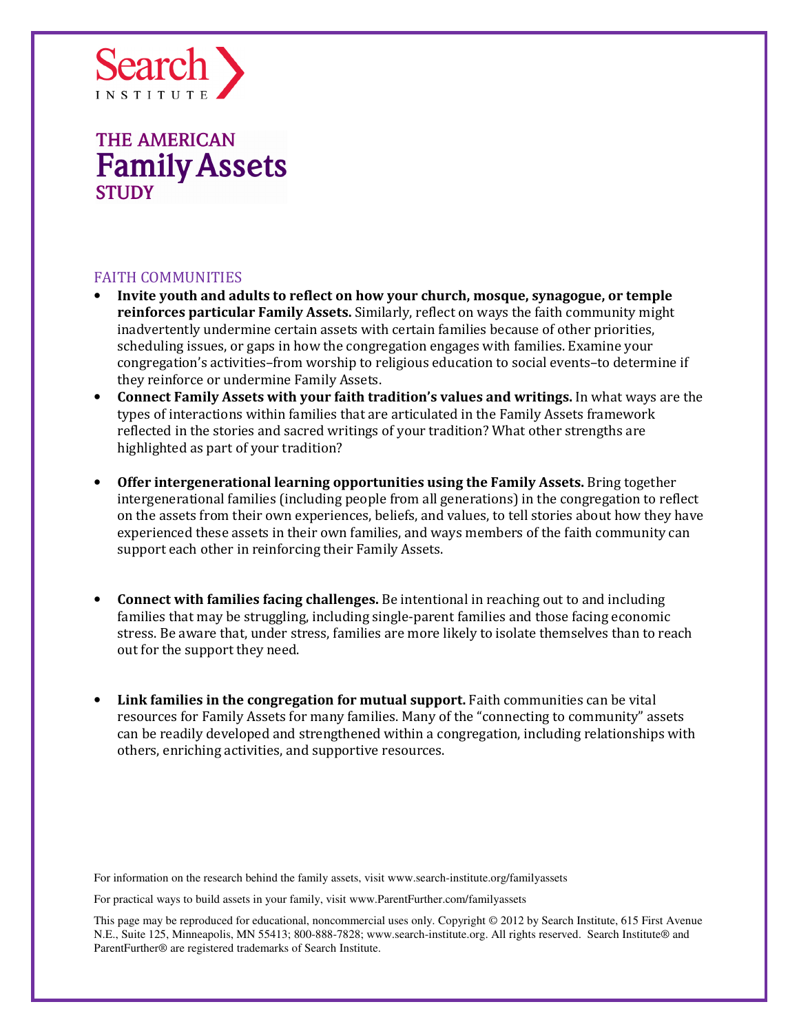Search INSTITUTE

# THE AMERICAN Family Assets STUDY

## FAITH COMMUNITIES

- **Invite youth and adults to reflect on how your church, mosque, synagogue, or temple reinforces particular Family Assets.** Similarly, reflect on ways the faith community might inadvertently undermine certain assets with certain families because of other priorities, scheduling issues, or gaps in how the congregation engages with families. Examine your congregation's activities–from worship to religious education to social events–to determine if they reinforce or undermine Family Assets.
- **Connect Family Assets with your faith tradition's values and writings.** In what ways are the types of interactions within families that are articulated in the Family Assets framework reflected in the stories and sacred writings of your tradition? What other strengths are highlighted as part of your tradition?
- **Offer intergenerational learning opportunities using the Family Assets.** Bring together intergenerational families (including people from all generations) in the congregation to reflect on the assets from their own experiences, beliefs, and values, to tell stories about how they have experienced these assets in their own families, and ways members of the faith community can support each other in reinforcing their Family Assets.
- **Connect with families facing challenges.** Be intentional in reaching out to and including families that may be struggling, including single-parent families and those facing economic stress. Be aware that, under stress, families are more likely to isolate themselves than to reach out for the support they need.
- **Link families in the congregation for mutual support.** Faith communities can be vital resources for Family Assets for many families. Many of the "connecting to community" assets can be readily developed and strengthened within a congregation, including relationships with others, enriching activities, and supportive resources.

For information on the research behind the family assets, visit www.search-institute.org/familyassets

For practical ways to build assets in your family, visit www.ParentFurther.com/familyassets

This page may be reproduced for educational, noncommercial uses only. Copyright © 2012 by Search Institute, 615 First Avenue N.E., Suite 125, Minneapolis, MN 55413; 800-888-7828; www.search-institute.org. All rights reserved. Search Institute® and ParentFurther® are registered trademarks of Search Institute.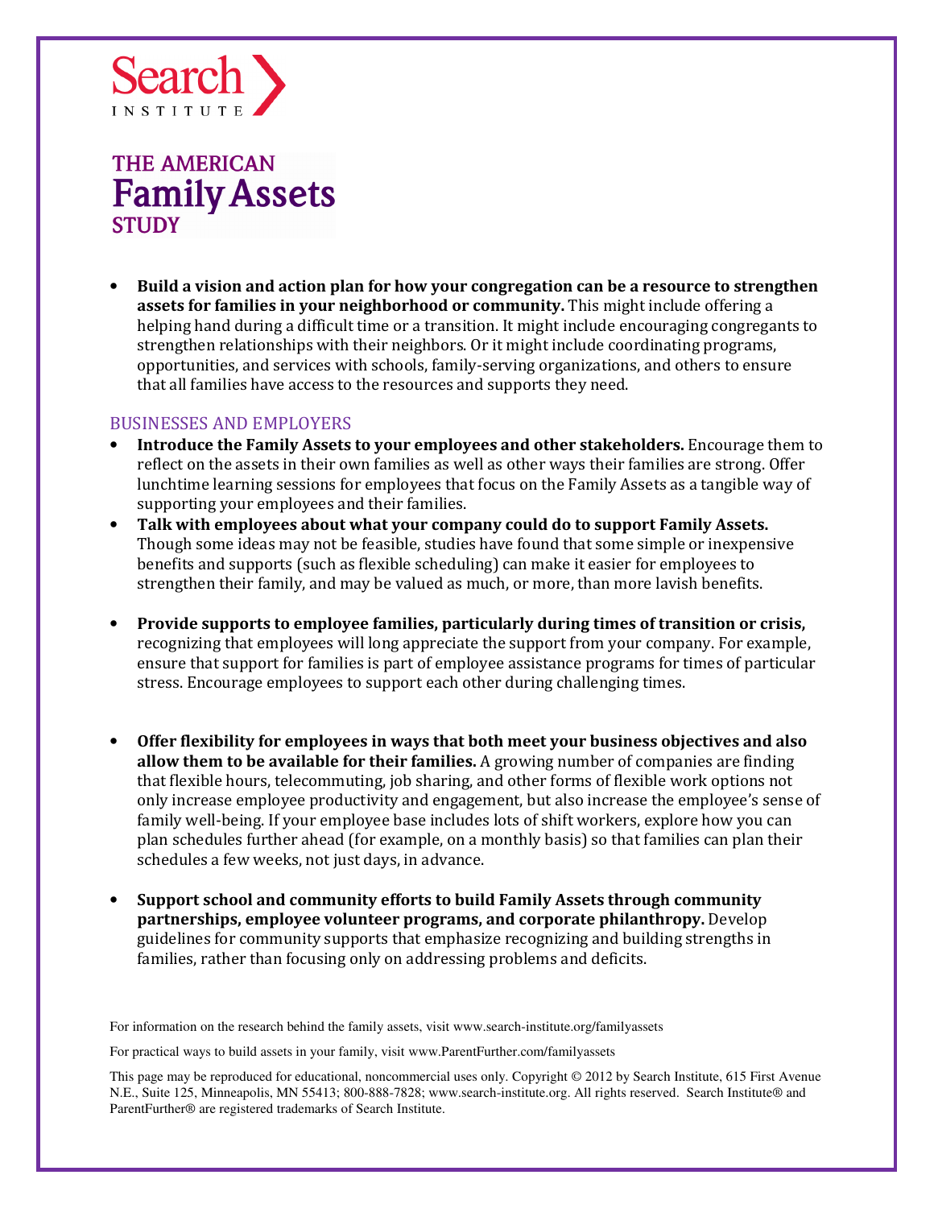Search INSTITUTE

THE AMERICAN
# Family Assets
STUDY

- **Build a vision and action plan for how your congregation can be a resource to strengthen assets for families in your neighborhood or community.** This might include offering a helping hand during a difficult time or a transition. It might include encouraging congregants to strengthen relationships with their neighbors. Or it might include coordinating programs, opportunities, and services with schools, family-serving organizations, and others to ensure that all families have access to the resources and supports they need.

## BUSINESSES AND EMPLOYERS

- **Introduce the Family Assets to your employees and other stakeholders.** Encourage them to reflect on the assets in their own families as well as other ways their families are strong. Offer lunchtime learning sessions for employees that focus on the Family Assets as a tangible way of supporting your employees and their families.
- **Talk with employees about what your company could do to support Family Assets.** Though some ideas may not be feasible, studies have found that some simple or inexpensive benefits and supports (such as flexible scheduling) can make it easier for employees to strengthen their family, and may be valued as much, or more, than more lavish benefits.
- **Provide supports to employee families, particularly during times of transition or crisis,** recognizing that employees will long appreciate the support from your company. For example, ensure that support for families is part of employee assistance programs for times of particular stress. Encourage employees to support each other during challenging times.
- **Offer flexibility for employees in ways that both meet your business objectives and also allow them to be available for their families.** A growing number of companies are finding that flexible hours, telecommuting, job sharing, and other forms of flexible work options not only increase employee productivity and engagement, but also increase the employee's sense of family well-being. If your employee base includes lots of shift workers, explore how you can plan schedules further ahead (for example, on a monthly basis) so that families can plan their schedules a few weeks, not just days, in advance.
- **Support school and community efforts to build Family Assets through community partnerships, employee volunteer programs, and corporate philanthropy.** Develop guidelines for community supports that emphasize recognizing and building strengths in families, rather than focusing only on addressing problems and deficits.

For information on the research behind the family assets, visit www.search-institute.org/familyassets

For practical ways to build assets in your family, visit www.ParentFurther.com/familyassets

This page may be reproduced for educational, noncommercial uses only. Copyright © 2012 by Search Institute, 615 First Avenue N.E., Suite 125, Minneapolis, MN 55413; 800-888-7828; www.search-institute.org. All rights reserved. Search Institute® and ParentFurther® are registered trademarks of Search Institute.